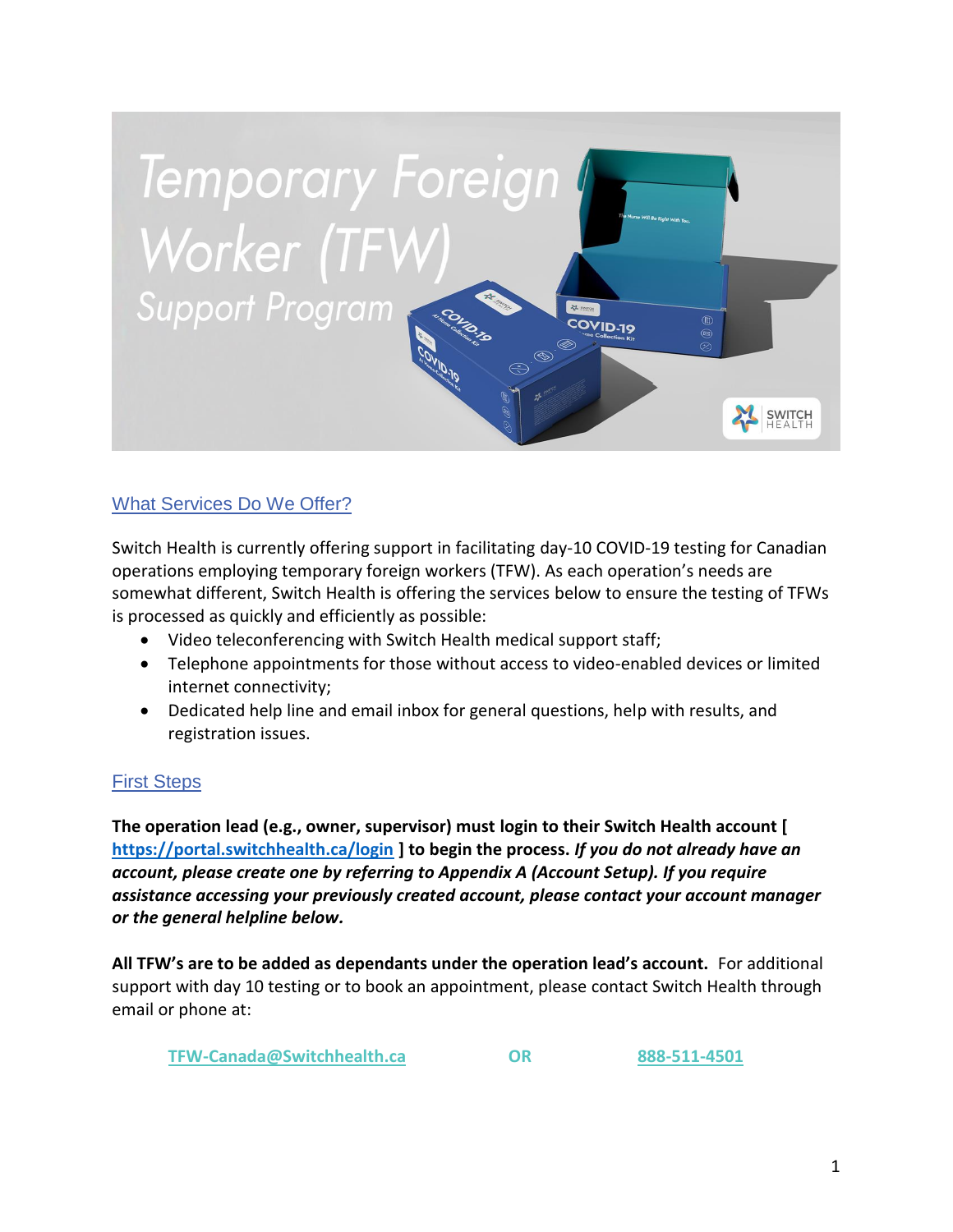# Temporary Foreign Worker (TFW) Support Program

## What Services Do We Offer?

Switch Health is currently offering support in facilitating day-10 COVID-19 testing for Canadian operations employing temporary foreign workers (TFW). As each operation's needs are somewhat different, Switch Health is offering the services below to ensure the testing of TFWs is processed as quickly and efficiently as possible:

- Video teleconferencing with Switch Health medical support staff;
- Telephone appointments for those without access to video-enabled devices or limited internet connectivity;
- Dedicated help line and email inbox for general questions, help with results, and registration issues.

## First Steps

**The operation lead (e.g., owner, supervisor) must login to their Switch Health account [ https://portal.switchhealth.ca/login ] to begin the process.** ***If you do not already have an account, please create one by referring to Appendix A (Account Setup). If you require assistance accessing your previously created account, please contact your account manager or the general helpline below.***

**All TFW's are to be added as dependants under the operation lead's account.** For additional support with day 10 testing or to book an appointment, please contact Switch Health through email or phone at:

**TFW-Canada@Switchhealth.ca** **OR** **888-511-4501**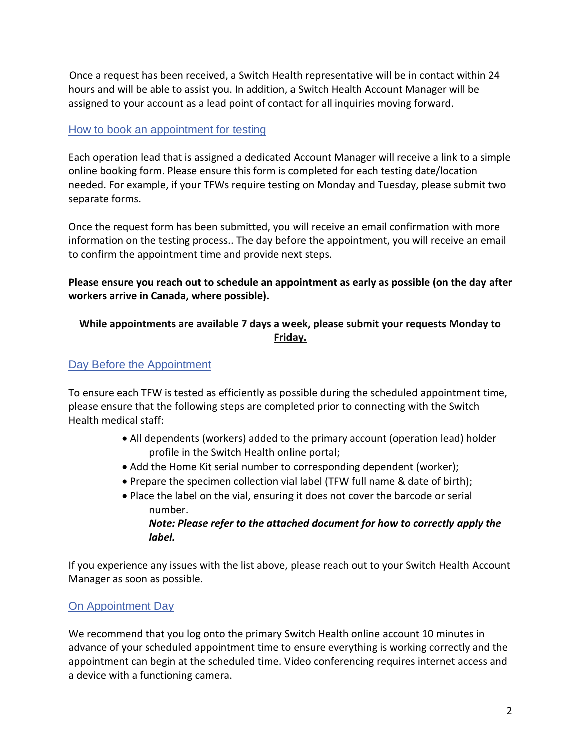Once a request has been received, a Switch Health representative will be in contact within 24 hours and will be able to assist you. In addition, a Switch Health Account Manager will be assigned to your account as a lead point of contact for all inquiries moving forward.

## How to book an appointment for testing

Each operation lead that is assigned a dedicated Account Manager will receive a link to a simple online booking form. Please ensure this form is completed for each testing date/location needed. For example, if your TFWs require testing on Monday and Tuesday, please submit two separate forms.

Once the request form has been submitted, you will receive an email confirmation with more information on the testing process.. The day before the appointment, you will receive an email to confirm the appointment time and provide next steps.

**Please ensure you reach out to schedule an appointment as early as possible (on the day after workers arrive in Canada, where possible).**

<u>**While appointments are available 7 days a week, please submit your requests Monday to Friday.**</u>

## Day Before the Appointment

To ensure each TFW is tested as efficiently as possible during the scheduled appointment time, please ensure that the following steps are completed prior to connecting with the Switch Health medical staff:

- All dependents (workers) added to the primary account (operation lead) holder profile in the Switch Health online portal;
- Add the Home Kit serial number to corresponding dependent (worker);
- Prepare the specimen collection vial label (TFW full name & date of birth);
- Place the label on the vial, ensuring it does not cover the barcode or serial number.
  ***Note: Please refer to the attached document for how to correctly apply the label.***

If you experience any issues with the list above, please reach out to your Switch Health Account Manager as soon as possible.

## On Appointment Day

We recommend that you log onto the primary Switch Health online account 10 minutes in advance of your scheduled appointment time to ensure everything is working correctly and the appointment can begin at the scheduled time. Video conferencing requires internet access and a device with a functioning camera.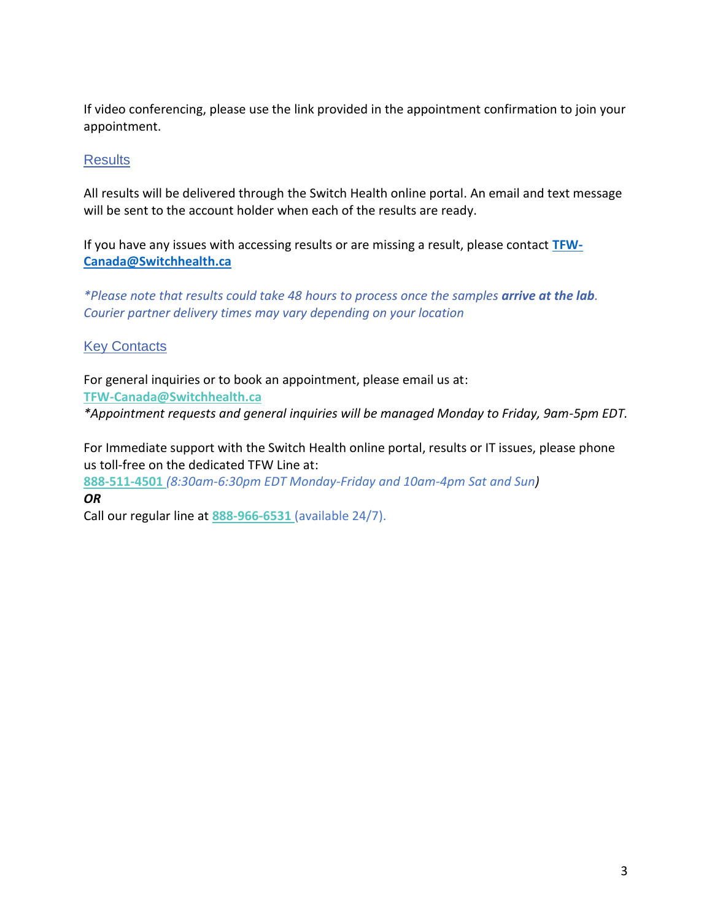If video conferencing, please use the link provided in the appointment confirmation to join your appointment.

## Results

All results will be delivered through the Switch Health online portal. An email and text message will be sent to the account holder when each of the results are ready.

If you have any issues with accessing results or are missing a result, please contact **TFW-Canada@Switchhealth.ca**

*\*Please note that results could take 48 hours to process once the samples **arrive at the lab**. Courier partner delivery times may vary depending on your location*

## Key Contacts

For general inquiries or to book an appointment, please email us at:
**TFW-Canada@Switchhealth.ca**
*\*Appointment requests and general inquiries will be managed Monday to Friday, 9am-5pm EDT.*

For Immediate support with the Switch Health online portal, results or IT issues, please phone us toll-free on the dedicated TFW Line at:
**888-511-4501** *(8:30am-6:30pm EDT Monday-Friday and 10am-4pm Sat and Sun)*
***OR***
Call our regular line at **888-966-6531** (available 24/7).